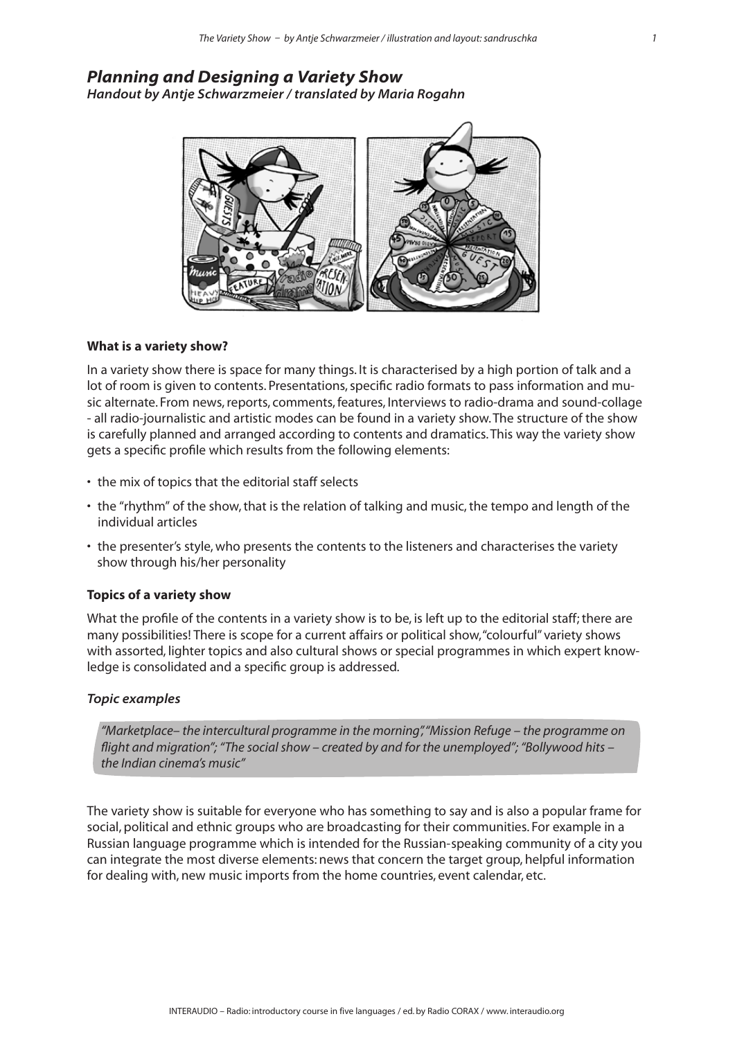## *Planning and Designing a Variety Show*

***Handout by Antje Schwarzmeier / translated by Maria Rogahn***

### What is a variety show?

In a variety show there is space for many things. It is characterised by a high portion of talk and a lot of room is given to contents. Presentations, specific radio formats to pass information and music alternate. From news, reports, comments, features, Interviews to radio-drama and sound-collage - all radio-journalistic and artistic modes can be found in a variety show. The structure of the show is carefully planned and arranged according to contents and dramatics. This way the variety show gets a specific profile which results from the following elements:

- the mix of topics that the editorial staff selects
- the "rhythm" of the show, that is the relation of talking and music, the tempo and length of the individual articles
- the presenter's style, who presents the contents to the listeners and characterises the variety show through his/her personality

### Topics of a variety show

What the profile of the contents in a variety show is to be, is left up to the editorial staff; there are many possibilities! There is scope for a current affairs or political show, "colourful" variety shows with assorted, lighter topics and also cultural shows or special programmes in which expert knowledge is consolidated and a specific group is addressed.

#### *Topic examples*

*"Marketplace– the intercultural programme in the morning", "Mission Refuge – the programme on flight and migration"; "The social show – created by and for the unemployed"; "Bollywood hits – the Indian cinema's music"*

The variety show is suitable for everyone who has something to say and is also a popular frame for social, political and ethnic groups who are broadcasting for their communities. For example in a Russian language programme which is intended for the Russian-speaking community of a city you can integrate the most diverse elements: news that concern the target group, helpful information for dealing with, new music imports from the home countries, event calendar, etc.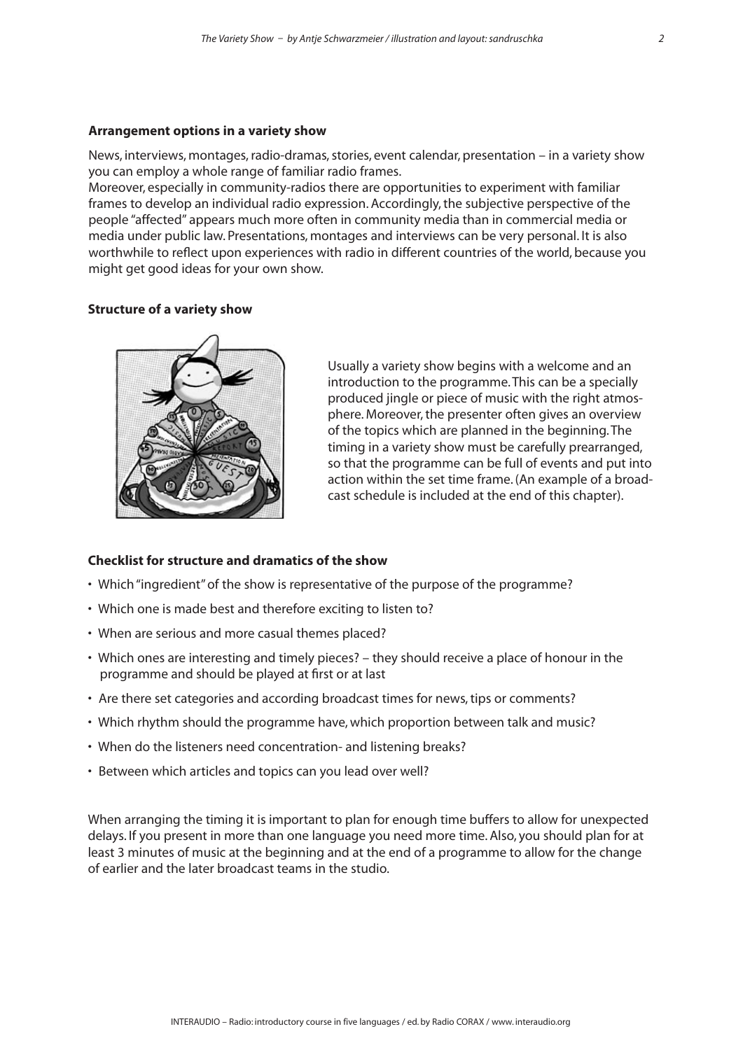**Arrangement options in a variety show**

News, interviews, montages, radio-dramas, stories, event calendar, presentation – in a variety show you can employ a whole range of familiar radio frames.
Moreover, especially in community-radios there are opportunities to experiment with familiar frames to develop an individual radio expression. Accordingly, the subjective perspective of the people "affected" appears much more often in community media than in commercial media or media under public law. Presentations, montages and interviews can be very personal. It is also worthwhile to reflect upon experiences with radio in different countries of the world, because you might get good ideas for your own show.

**Structure of a variety show**

Usually a variety show begins with a welcome and an introduction to the programme. This can be a specially produced jingle or piece of music with the right atmosphere. Moreover, the presenter often gives an overview of the topics which are planned in the beginning. The timing in a variety show must be carefully prearranged, so that the programme can be full of events and put into action within the set time frame. (An example of a broadcast schedule is included at the end of this chapter).

**Checklist for structure and dramatics of the show**

- Which "ingredient" of the show is representative of the purpose of the programme?
- Which one is made best and therefore exciting to listen to?
- When are serious and more casual themes placed?
- Which ones are interesting and timely pieces? – they should receive a place of honour in the programme and should be played at first or at last
- Are there set categories and according broadcast times for news, tips or comments?
- Which rhythm should the programme have, which proportion between talk and music?
- When do the listeners need concentration- and listening breaks?
- Between which articles and topics can you lead over well?

When arranging the timing it is important to plan for enough time buffers to allow for unexpected delays. If you present in more than one language you need more time. Also, you should plan for at least 3 minutes of music at the beginning and at the end of a programme to allow for the change of earlier and the later broadcast teams in the studio.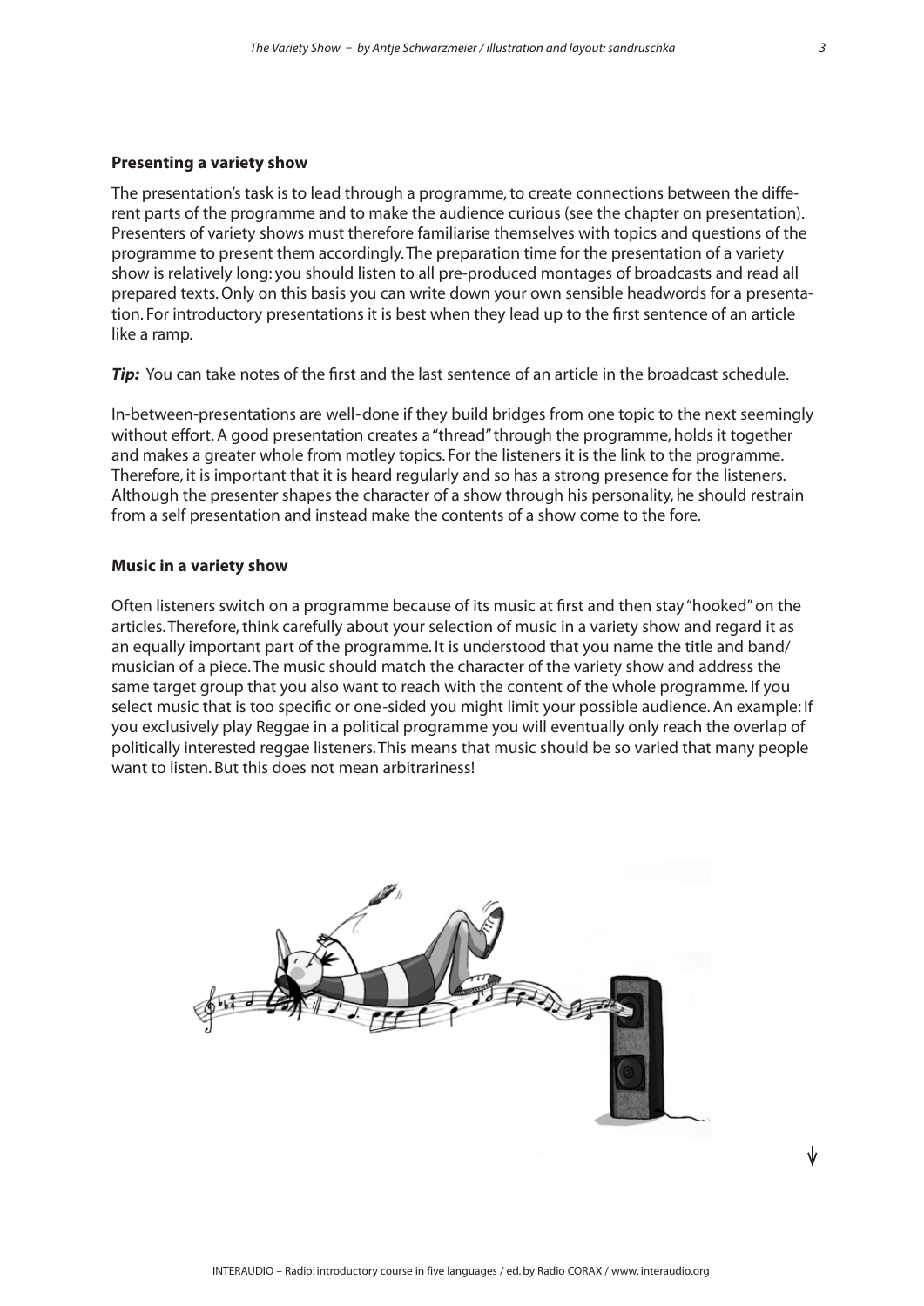**Presenting a variety show**

The presentation's task is to lead through a programme, to create connections between the different parts of the programme and to make the audience curious (see the chapter on presentation). Presenters of variety shows must therefore familiarise themselves with topics and questions of the programme to present them accordingly. The preparation time for the presentation of a variety show is relatively long: you should listen to all pre-produced montages of broadcasts and read all prepared texts. Only on this basis you can write down your own sensible headwords for a presentation. For introductory presentations it is best when they lead up to the first sentence of an article like a ramp.

***Tip:*** You can take notes of the first and the last sentence of an article in the broadcast schedule.

In-between-presentations are well-done if they build bridges from one topic to the next seemingly without effort. A good presentation creates a "thread" through the programme, holds it together and makes a greater whole from motley topics. For the listeners it is the link to the programme. Therefore, it is important that it is heard regularly and so has a strong presence for the listeners. Although the presenter shapes the character of a show through his personality, he should restrain from a self presentation and instead make the contents of a show come to the fore.

**Music in a variety show**

Often listeners switch on a programme because of its music at first and then stay "hooked" on the articles. Therefore, think carefully about your selection of music in a variety show and regard it as an equally important part of the programme. It is understood that you name the title and band/musician of a piece. The music should match the character of the variety show and address the same target group that you also want to reach with the content of the whole programme. If you select music that is too specific or one-sided you might limit your possible audience. An example: If you exclusively play Reggae in a political programme you will eventually only reach the overlap of politically interested reggae listeners. This means that music should be so varied that many people want to listen. But this does not mean arbitrariness!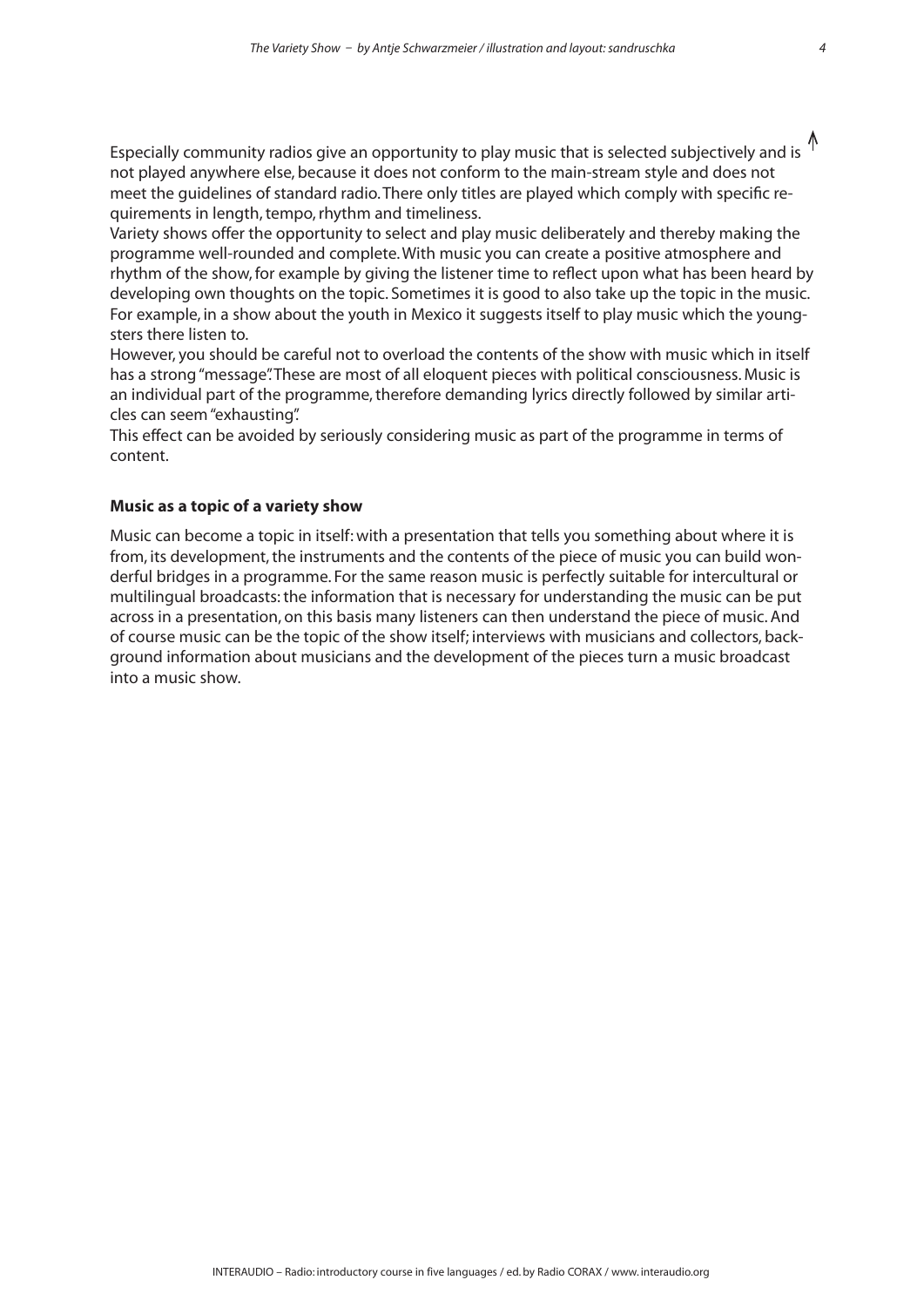Especially community radios give an opportunity to play music that is selected subjectively and is not played anywhere else, because it does not conform to the main-stream style and does not meet the guidelines of standard radio. There only titles are played which comply with specific requirements in length, tempo, rhythm and timeliness.

Variety shows offer the opportunity to select and play music deliberately and thereby making the programme well-rounded and complete. With music you can create a positive atmosphere and rhythm of the show, for example by giving the listener time to reflect upon what has been heard by developing own thoughts on the topic. Sometimes it is good to also take up the topic in the music. For example, in a show about the youth in Mexico it suggests itself to play music which the youngsters there listen to.

However, you should be careful not to overload the contents of the show with music which in itself has a strong "message". These are most of all eloquent pieces with political consciousness. Music is an individual part of the programme, therefore demanding lyrics directly followed by similar articles can seem "exhausting".

This effect can be avoided by seriously considering music as part of the programme in terms of content.

**Music as a topic of a variety show**

Music can become a topic in itself: with a presentation that tells you something about where it is from, its development, the instruments and the contents of the piece of music you can build wonderful bridges in a programme. For the same reason music is perfectly suitable for intercultural or multilingual broadcasts: the information that is necessary for understanding the music can be put across in a presentation, on this basis many listeners can then understand the piece of music. And of course music can be the topic of the show itself; interviews with musicians and collectors, background information about musicians and the development of the pieces turn a music broadcast into a music show.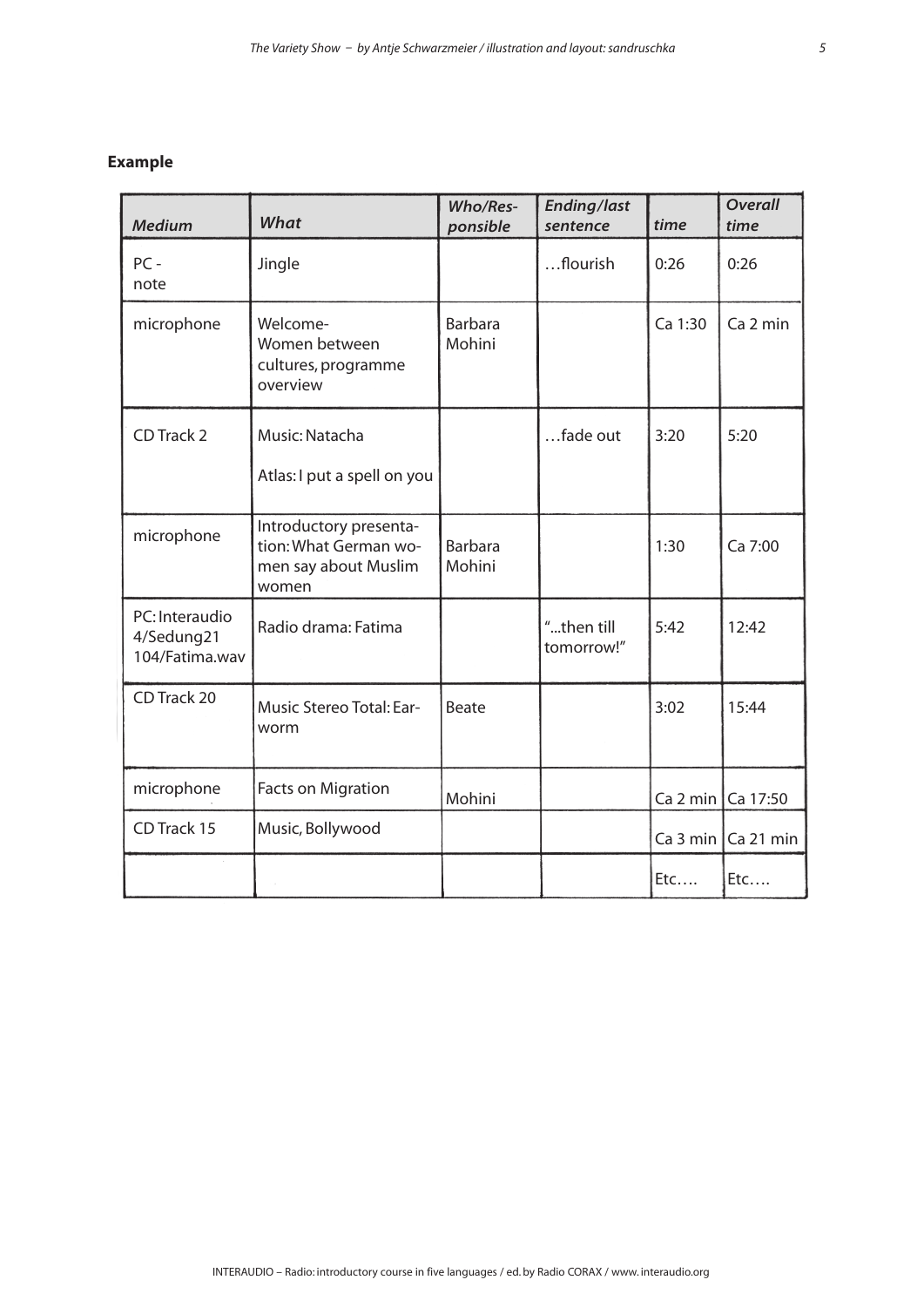**Example**

| *Medium* | *What* | *Who/Responsible* | *Ending/last sentence* | *time* | *Overall time* |
|---|---|---|---|---|---|
| PC - note | Jingle | | …flourish | 0:26 | 0:26 |
| microphone | Welcome- Women between cultures, programme overview | Barbara Mohini | | Ca 1:30 | Ca 2 min |
| CD Track 2 | Music: Natacha Atlas: I put a spell on you | | …fade out | 3:20 | 5:20 |
| microphone | Introductory presentation: What German women say about Muslim women | Barbara Mohini | | 1:30 | Ca 7:00 |
| PC: Interaudio 4/Sedung21 104/Fatima.wav | Radio drama: Fatima | | "...then till tomorrow!" | 5:42 | 12:42 |
| CD Track 20 | Music Stereo Total: Earworm | Beate | | 3:02 | 15:44 |
| microphone | Facts on Migration | Mohini | | Ca 2 min | Ca 17:50 |
| CD Track 15 | Music, Bollywood | | | Ca 3 min | Ca 21 min |
| | | | | Etc…. | Etc…. |